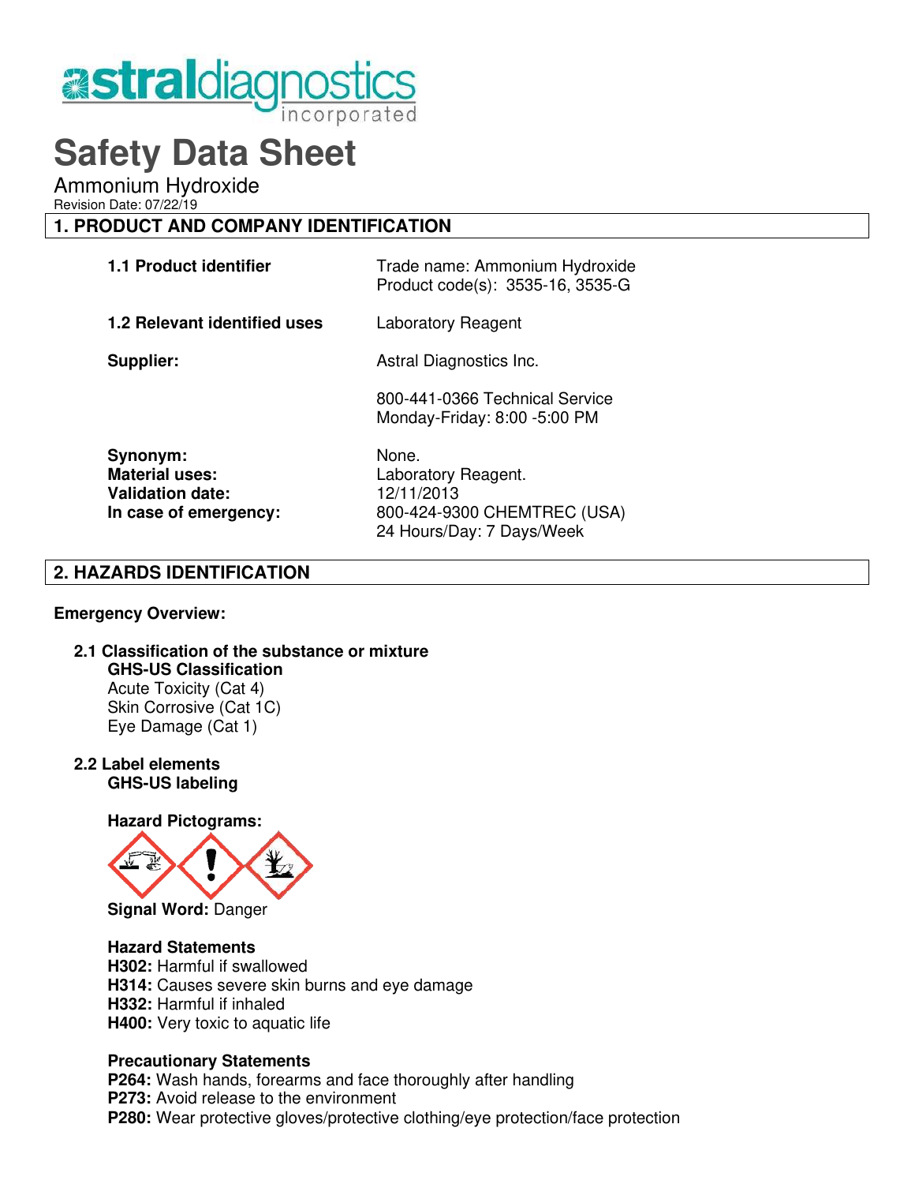astraldiagnostics incorporated

# Safety Data Sheet

Ammonium Hydroxide

Revision Date: 07/22/19

## 1. PRODUCT AND COMPANY IDENTIFICATION

| | |
|---|---|
| **1.1 Product identifier** | Trade name: Ammonium Hydroxide<br>Product code(s): 3535-16, 3535-G |
| **1.2 Relevant identified uses** | Laboratory Reagent |
| **Supplier:** | Astral Diagnostics Inc.<br><br>800-441-0366 Technical Service<br>Monday-Friday: 8:00 -5:00 PM |
| **Synonym:** | None. |
| **Material uses:** | Laboratory Reagent. |
| **Validation date:** | 12/11/2013 |
| **In case of emergency:** | 800-424-9300 CHEMTREC (USA)<br>24 Hours/Day: 7 Days/Week |

## 2. HAZARDS IDENTIFICATION

**Emergency Overview:**

### 2.1 Classification of the substance or mixture

**GHS-US Classification**

Acute Toxicity (Cat 4)
Skin Corrosive (Cat 1C)
Eye Damage (Cat 1)

### 2.2 Label elements

**GHS-US labeling**

**Hazard Pictograms:**

**Signal Word:** Danger

**Hazard Statements**

**H302:** Harmful if swallowed
**H314:** Causes severe skin burns and eye damage
**H332:** Harmful if inhaled
**H400:** Very toxic to aquatic life

**Precautionary Statements**

**P264:** Wash hands, forearms and face thoroughly after handling
**P273:** Avoid release to the environment
**P280:** Wear protective gloves/protective clothing/eye protection/face protection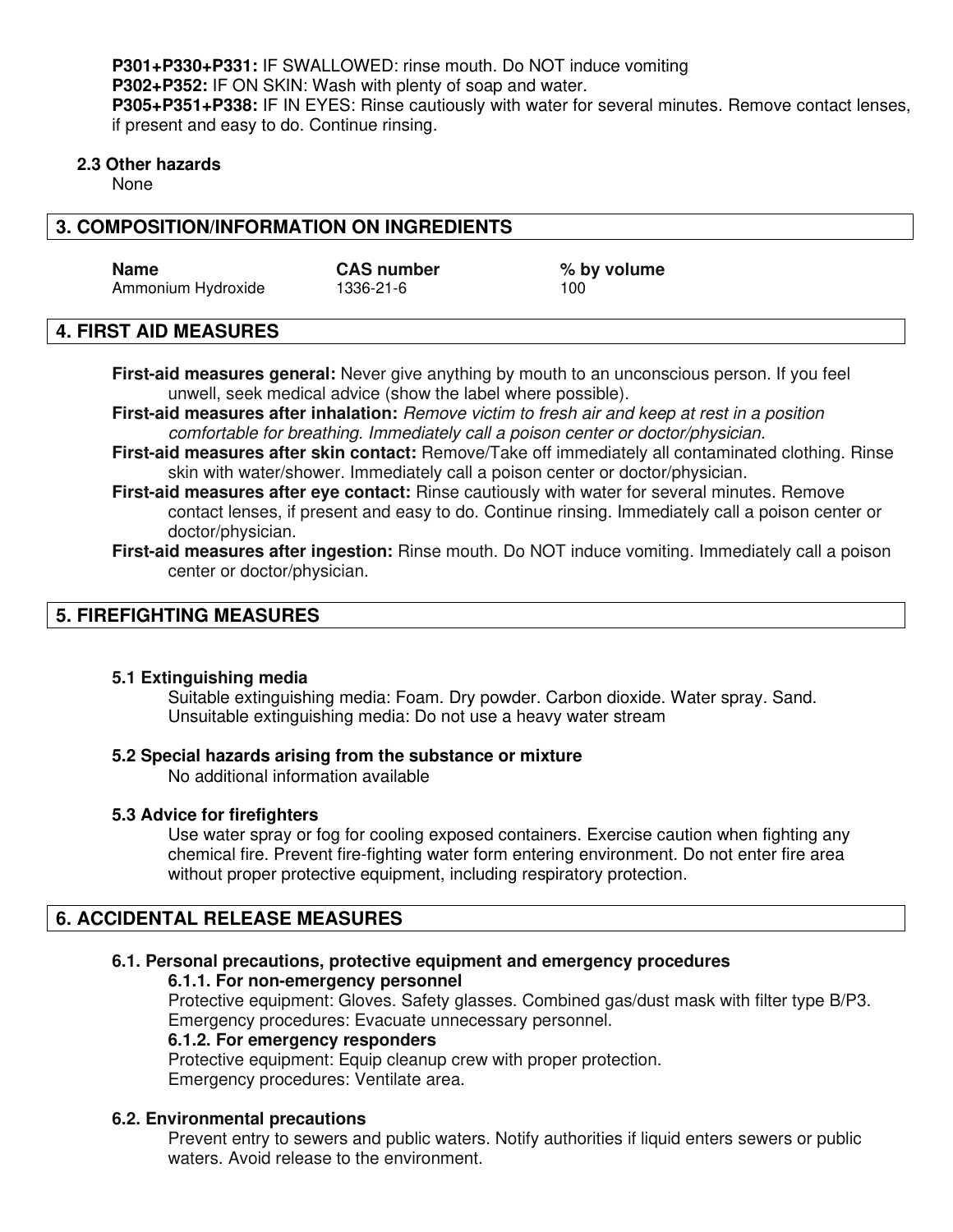**P301+P330+P331:** IF SWALLOWED: rinse mouth. Do NOT induce vomiting
**P302+P352:** IF ON SKIN: Wash with plenty of soap and water.
**P305+P351+P338:** IF IN EYES: Rinse cautiously with water for several minutes. Remove contact lenses, if present and easy to do. Continue rinsing.

### 2.3 Other hazards

None

## 3. COMPOSITION/INFORMATION ON INGREDIENTS

| Name | CAS number | % by volume |
| --- | --- | --- |
| Ammonium Hydroxide | 1336-21-6 | 100 |

## 4. FIRST AID MEASURES

**First-aid measures general:** Never give anything by mouth to an unconscious person. If you feel unwell, seek medical advice (show the label where possible).

**First-aid measures after inhalation:** *Remove victim to fresh air and keep at rest in a position comfortable for breathing. Immediately call a poison center or doctor/physician.*

**First-aid measures after skin contact:** Remove/Take off immediately all contaminated clothing. Rinse skin with water/shower. Immediately call a poison center or doctor/physician.

**First-aid measures after eye contact:** Rinse cautiously with water for several minutes. Remove contact lenses, if present and easy to do. Continue rinsing. Immediately call a poison center or doctor/physician.

**First-aid measures after ingestion:** Rinse mouth. Do NOT induce vomiting. Immediately call a poison center or doctor/physician.

## 5. FIREFIGHTING MEASURES

### 5.1 Extinguishing media

Suitable extinguishing media: Foam. Dry powder. Carbon dioxide. Water spray. Sand.
Unsuitable extinguishing media: Do not use a heavy water stream

### 5.2 Special hazards arising from the substance or mixture

No additional information available

### 5.3 Advice for firefighters

Use water spray or fog for cooling exposed containers. Exercise caution when fighting any chemical fire. Prevent fire-fighting water form entering environment. Do not enter fire area without proper protective equipment, including respiratory protection.

## 6. ACCIDENTAL RELEASE MEASURES

### 6.1. Personal precautions, protective equipment and emergency procedures

#### 6.1.1. For non-emergency personnel

Protective equipment: Gloves. Safety glasses. Combined gas/dust mask with filter type B/P3.
Emergency procedures: Evacuate unnecessary personnel.

#### 6.1.2. For emergency responders

Protective equipment: Equip cleanup crew with proper protection.
Emergency procedures: Ventilate area.

### 6.2. Environmental precautions

Prevent entry to sewers and public waters. Notify authorities if liquid enters sewers or public waters. Avoid release to the environment.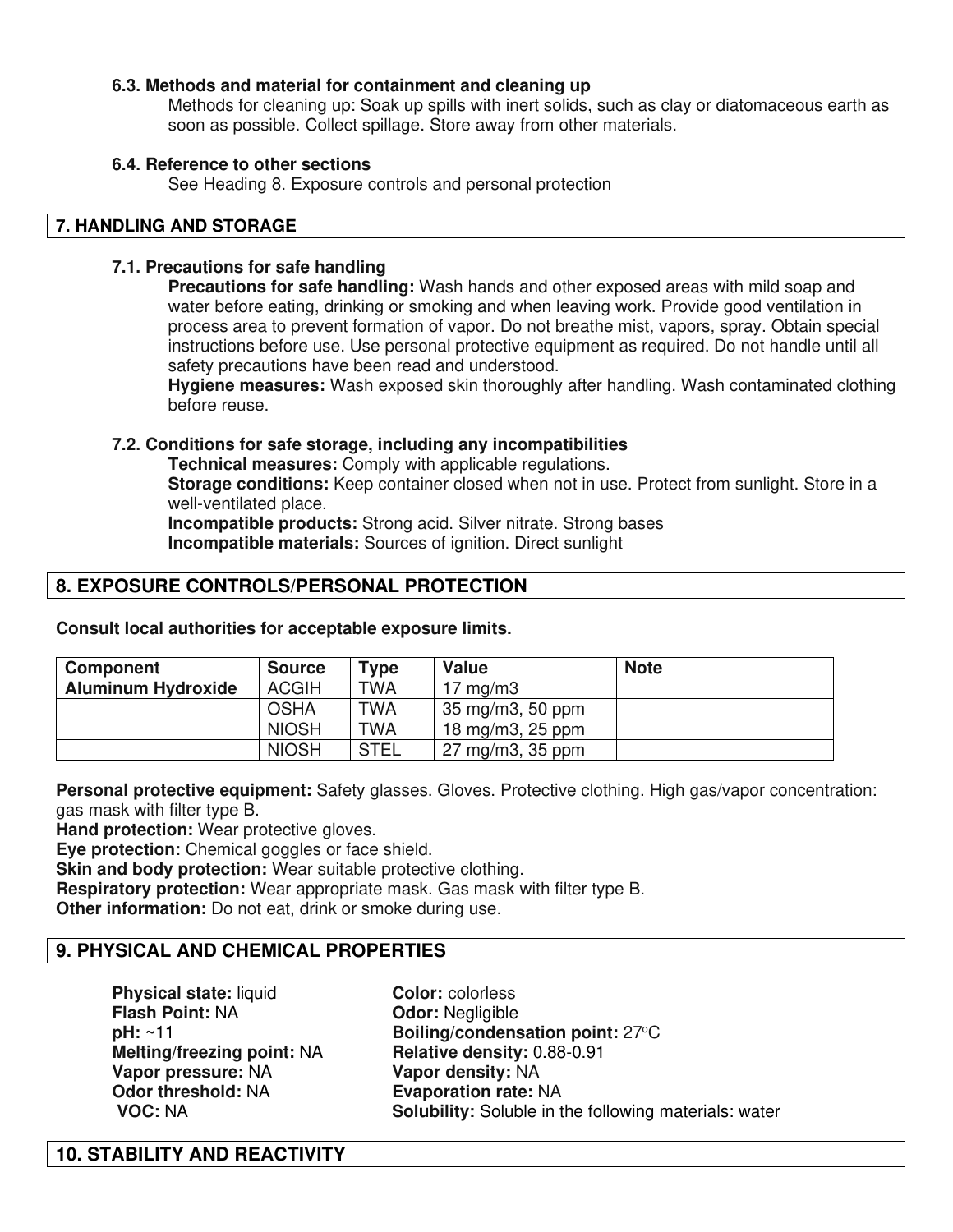### 6.3. Methods and material for containment and cleaning up

Methods for cleaning up: Soak up spills with inert solids, such as clay or diatomaceous earth as soon as possible. Collect spillage. Store away from other materials.

### 6.4. Reference to other sections

See Heading 8. Exposure controls and personal protection

## 7. HANDLING AND STORAGE

### 7.1. Precautions for safe handling

**Precautions for safe handling:** Wash hands and other exposed areas with mild soap and water before eating, drinking or smoking and when leaving work. Provide good ventilation in process area to prevent formation of vapor. Do not breathe mist, vapors, spray. Obtain special instructions before use. Use personal protective equipment as required. Do not handle until all safety precautions have been read and understood.

**Hygiene measures:** Wash exposed skin thoroughly after handling. Wash contaminated clothing before reuse.

### 7.2. Conditions for safe storage, including any incompatibilities

**Technical measures:** Comply with applicable regulations.

**Storage conditions:** Keep container closed when not in use. Protect from sunlight. Store in a well-ventilated place.

**Incompatible products:** Strong acid. Silver nitrate. Strong bases

**Incompatible materials:** Sources of ignition. Direct sunlight

## 8. EXPOSURE CONTROLS/PERSONAL PROTECTION

**Consult local authorities for acceptable exposure limits.**

| Component | Source | Type | Value | Note |
|---|---|---|---|---|
| **Aluminum Hydroxide** | ACGIH | TWA | 17 mg/m3 | |
| | OSHA | TWA | 35 mg/m3, 50 ppm | |
| | NIOSH | TWA | 18 mg/m3, 25 ppm | |
| | NIOSH | STEL | 27 mg/m3, 35 ppm | |

**Personal protective equipment:** Safety glasses. Gloves. Protective clothing. High gas/vapor concentration: gas mask with filter type B.

**Hand protection:** Wear protective gloves.

**Eye protection:** Chemical goggles or face shield.

**Skin and body protection:** Wear suitable protective clothing.

**Respiratory protection:** Wear appropriate mask. Gas mask with filter type B.

**Other information:** Do not eat, drink or smoke during use.

## 9. PHYSICAL AND CHEMICAL PROPERTIES

**Physical state:** liquid

**Color:** colorless

**Flash Point:** NA

**Odor:** Negligible

**pH:** ~11

**Boiling/condensation point:** 27°C

**Melting/freezing point:** NA

**Relative density:** 0.88-0.91

**Vapor pressure:** NA

**Vapor density:** NA

**Odor threshold:** NA

**Evaporation rate:** NA

**VOC:** NA

**Solubility:** Soluble in the following materials: water

## 10. STABILITY AND REACTIVITY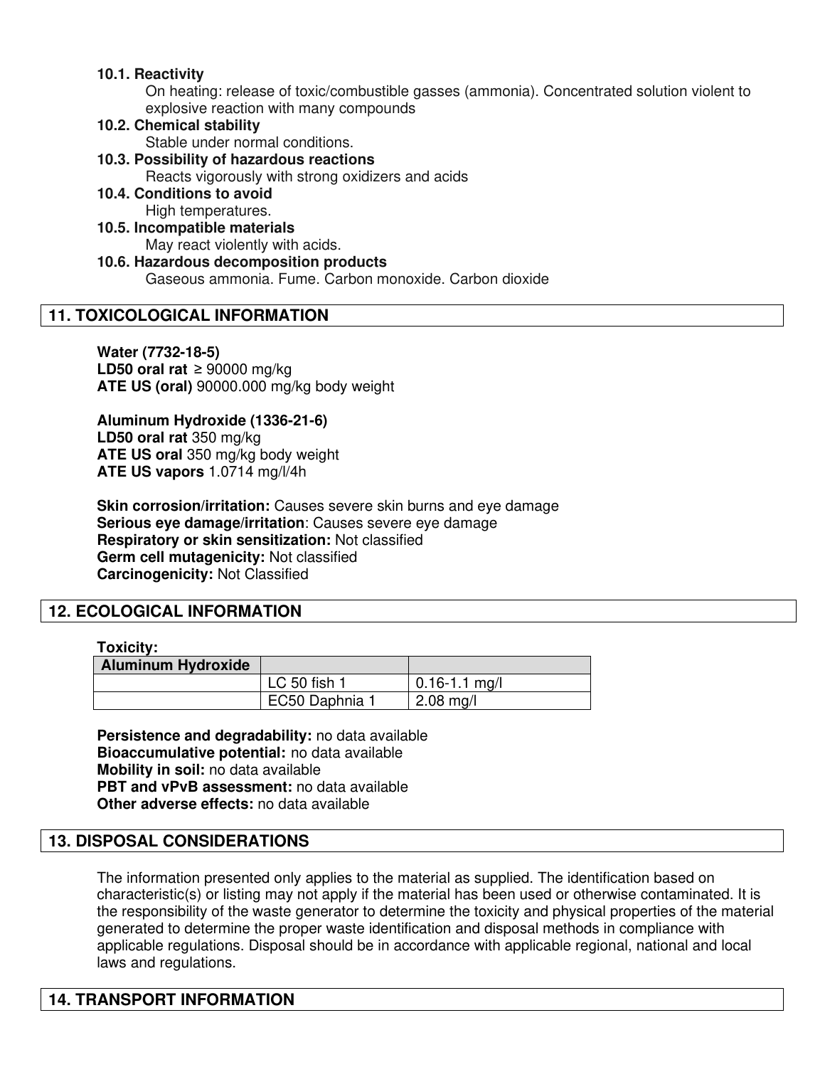**10.1. Reactivity**

On heating: release of toxic/combustible gasses (ammonia). Concentrated solution violent to explosive reaction with many compounds

**10.2. Chemical stability**

Stable under normal conditions.

**10.3. Possibility of hazardous reactions**

Reacts vigorously with strong oxidizers and acids

**10.4. Conditions to avoid**

High temperatures.

**10.5. Incompatible materials**

May react violently with acids.

**10.6. Hazardous decomposition products**

Gaseous ammonia. Fume. Carbon monoxide. Carbon dioxide

## 11. TOXICOLOGICAL INFORMATION

**Water (7732-18-5)**
**LD50 oral rat** ≥ 90000 mg/kg
**ATE US (oral)** 90000.000 mg/kg body weight

**Aluminum Hydroxide (1336-21-6)**
**LD50 oral rat** 350 mg/kg
**ATE US oral** 350 mg/kg body weight
**ATE US vapors** 1.0714 mg/l/4h

**Skin corrosion/irritation:** Causes severe skin burns and eye damage
**Serious eye damage/irritation**: Causes severe eye damage
**Respiratory or skin sensitization:** Not classified
**Germ cell mutagenicity:** Not classified
**Carcinogenicity:** Not Classified

## 12. ECOLOGICAL INFORMATION

**Toxicity:**

| Aluminum Hydroxide | | |
|---|---|---|
| | LC 50 fish 1 | 0.16-1.1 mg/l |
| | EC50 Daphnia 1 | 2.08 mg/l |

**Persistence and degradability:** no data available
**Bioaccumulative potential:** no data available
**Mobility in soil:** no data available
**PBT and vPvB assessment:** no data available
**Other adverse effects:** no data available

## 13. DISPOSAL CONSIDERATIONS

The information presented only applies to the material as supplied. The identification based on characteristic(s) or listing may not apply if the material has been used or otherwise contaminated. It is the responsibility of the waste generator to determine the toxicity and physical properties of the material generated to determine the proper waste identification and disposal methods in compliance with applicable regulations. Disposal should be in accordance with applicable regional, national and local laws and regulations.

## 14. TRANSPORT INFORMATION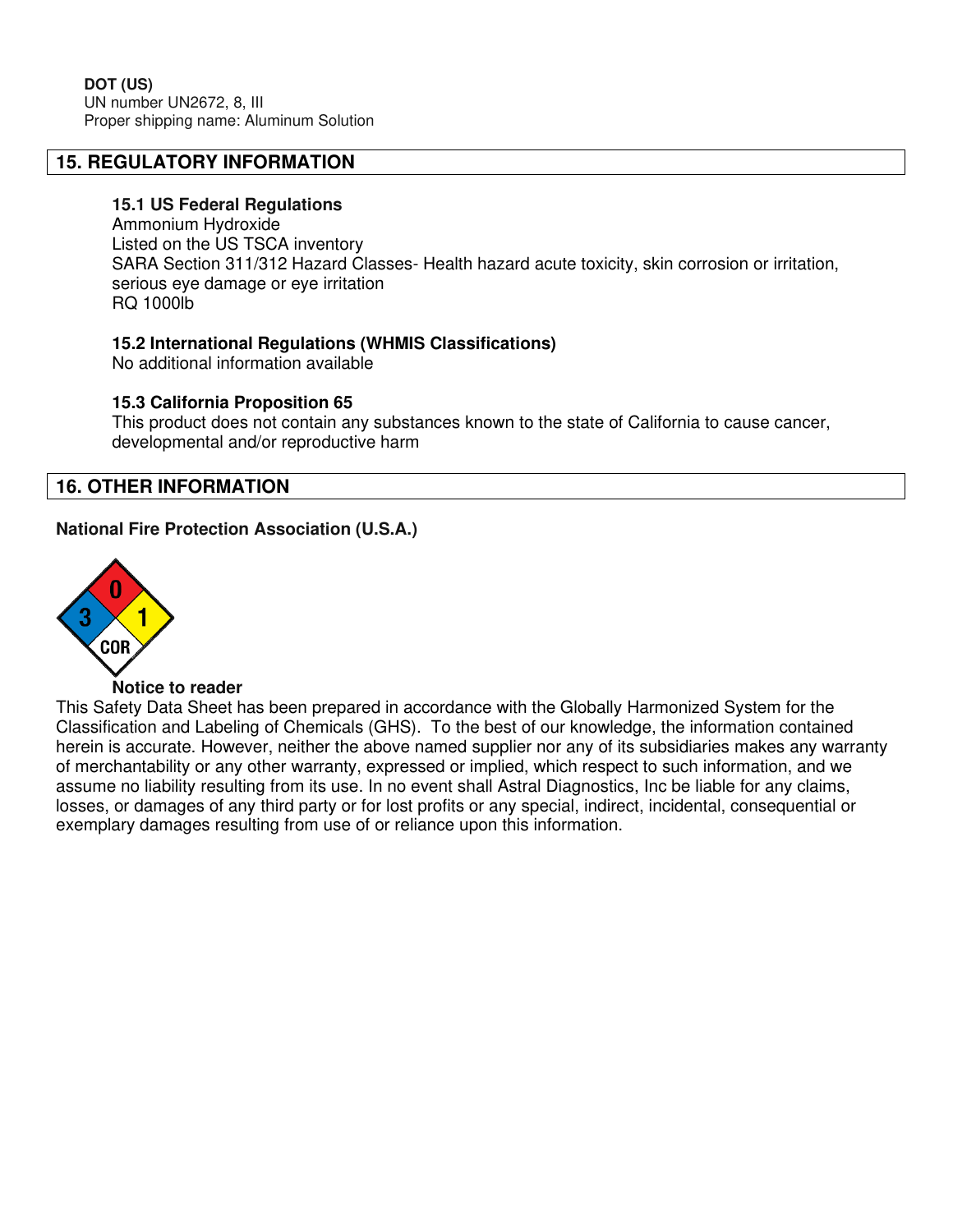**DOT (US)**
UN number UN2672, 8, III
Proper shipping name: Aluminum Solution

## 15. REGULATORY INFORMATION

**15.1 US Federal Regulations**
Ammonium Hydroxide
Listed on the US TSCA inventory
SARA Section 311/312 Hazard Classes- Health hazard acute toxicity, skin corrosion or irritation, serious eye damage or eye irritation
RQ 1000lb

**15.2 International Regulations (WHMIS Classifications)**
No additional information available

**15.3 California Proposition 65**
This product does not contain any substances known to the state of California to cause cancer, developmental and/or reproductive harm

## 16. OTHER INFORMATION

**National Fire Protection Association (U.S.A.)**

0
3
1
COR

**Notice to reader**
This Safety Data Sheet has been prepared in accordance with the Globally Harmonized System for the Classification and Labeling of Chemicals (GHS). To the best of our knowledge, the information contained herein is accurate. However, neither the above named supplier nor any of its subsidiaries makes any warranty of merchantability or any other warranty, expressed or implied, which respect to such information, and we assume no liability resulting from its use. In no event shall Astral Diagnostics, Inc be liable for any claims, losses, or damages of any third party or for lost profits or any special, indirect, incidental, consequential or exemplary damages resulting from use of or reliance upon this information.